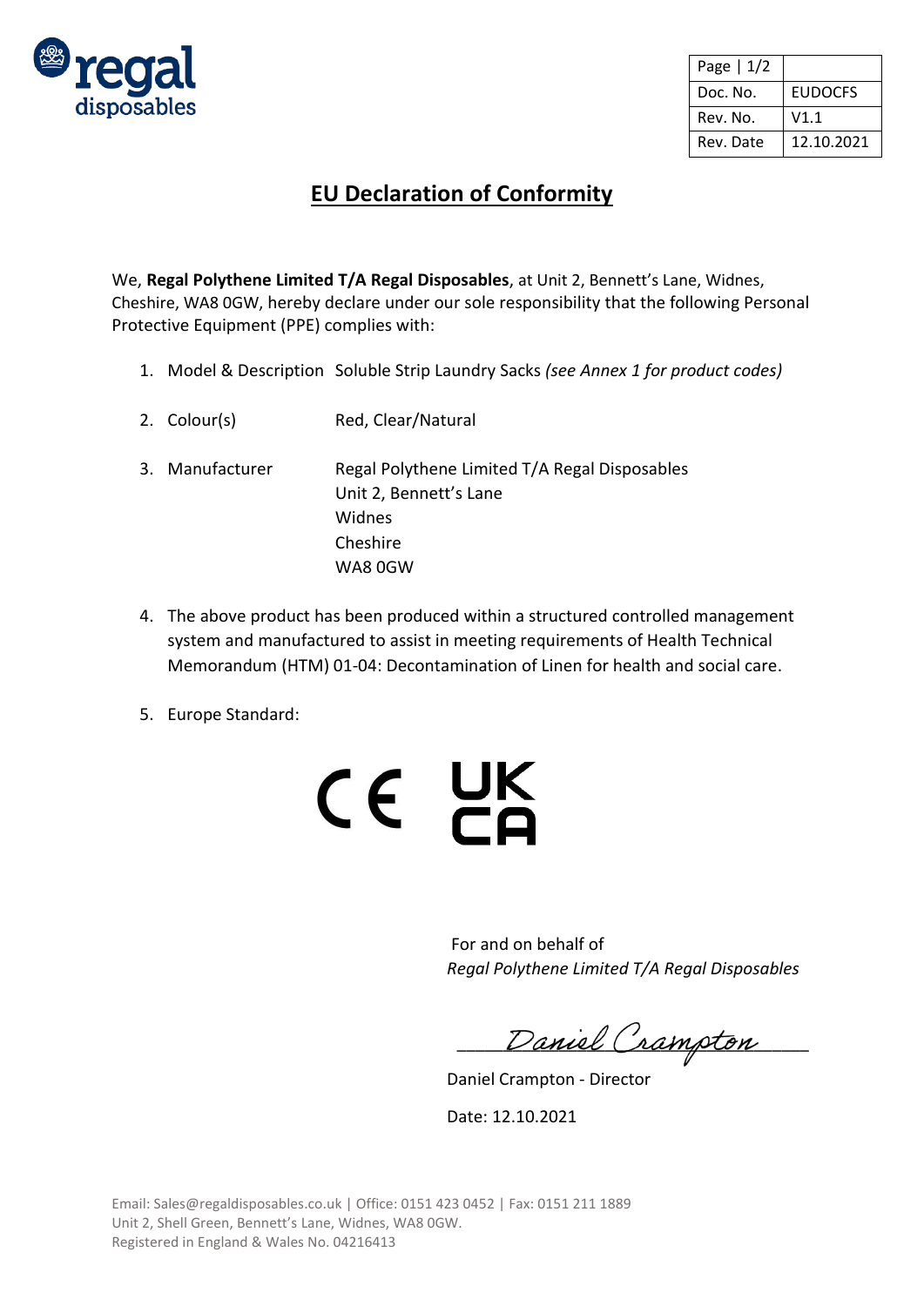| Page \| 1/2 | |
|---|---|
| Doc. No. | EUDOCFS |
| Rev. No. | V1.1 |
| Rev. Date | 12.10.2021 |

# EU Declaration of Conformity

We, **Regal Polythene Limited T/A Regal Disposables**, at Unit 2, Bennett's Lane, Widnes, Cheshire, WA8 0GW, hereby declare under our sole responsibility that the following Personal Protective Equipment (PPE) complies with:

1. Model & Description Soluble Strip Laundry Sacks *(see Annex 1 for product codes)*
2. Colour(s) Red, Clear/Natural
3. Manufacturer Regal Polythene Limited T/A Regal Disposables
   Unit 2, Bennett's Lane
   Widnes
   Cheshire
   WA8 0GW
4. The above product has been produced within a structured controlled management system and manufactured to assist in meeting requirements of Health Technical Memorandum (HTM) 01-04: Decontamination of Linen for health and social care.
5. Europe Standard:

CE UKCA

For and on behalf of
*Regal Polythene Limited T/A Regal Disposables*

Daniel Crampton

Daniel Crampton - Director

Date: 12.10.2021

Email: Sales@regaldisposables.co.uk | Office: 0151 423 0452 | Fax: 0151 211 1889
Unit 2, Shell Green, Bennett's Lane, Widnes, WA8 0GW.
Registered in England & Wales No. 04216413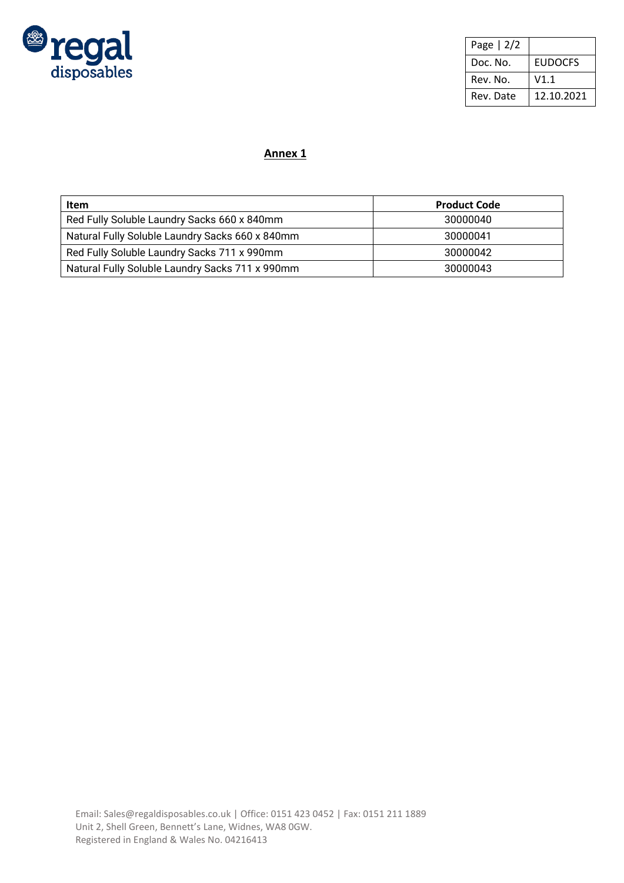## Annex 1

| Item | Product Code |
| --- | --- |
| Red Fully Soluble Laundry Sacks 660 x 840mm | 30000040 |
| Natural Fully Soluble Laundry Sacks 660 x 840mm | 30000041 |
| Red Fully Soluble Laundry Sacks 711 x 990mm | 30000042 |
| Natural Fully Soluble Laundry Sacks 711 x 990mm | 30000043 |